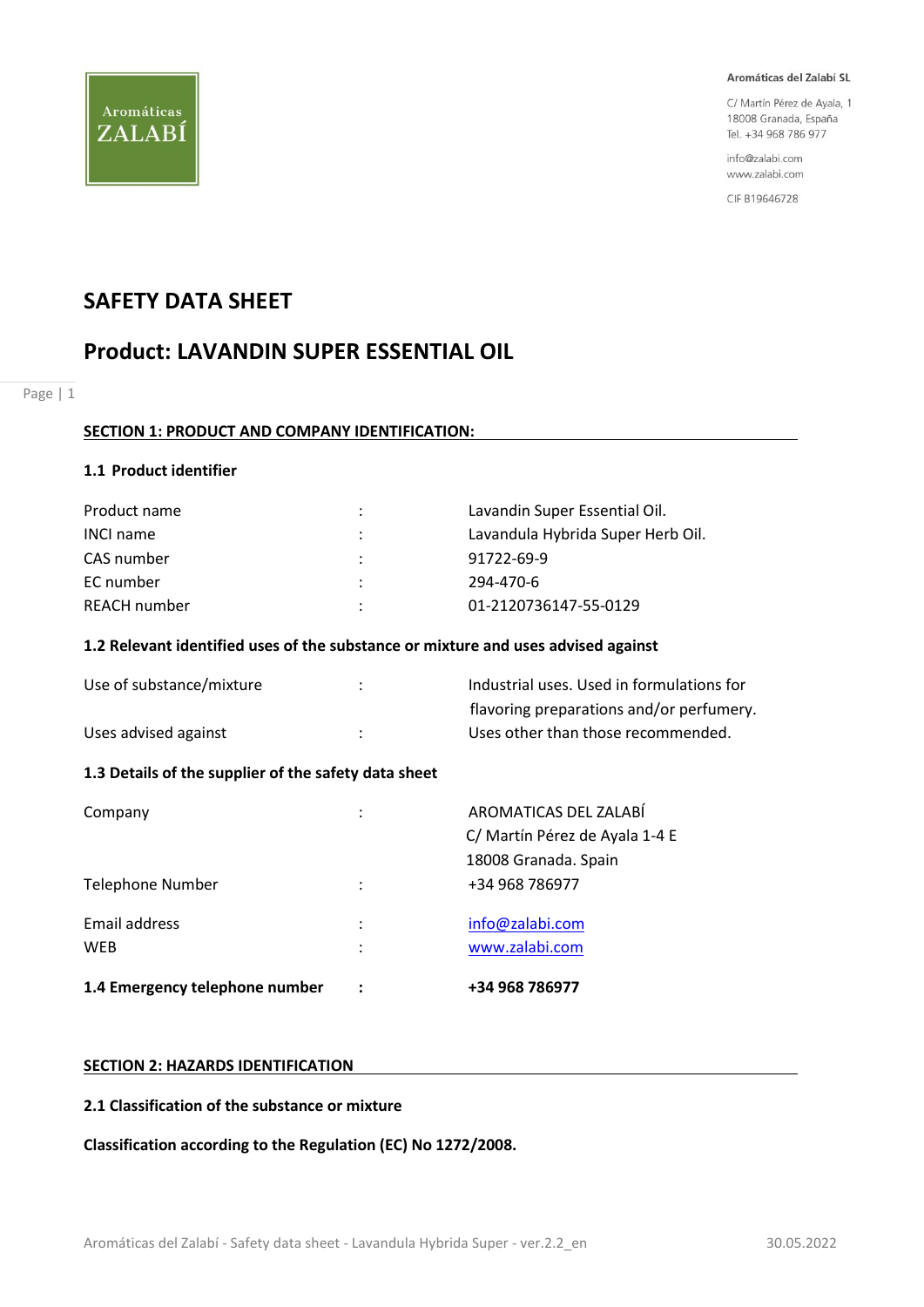Aromáticas ZALABÍ

**Aromáticas del Zalabí SL**

C/ Martín Pérez de Ayala, 1
18008 Granada, España
Tel. +34 968 786 977

info@zalabi.com
www.zalabi.com

CIF B19646728

# SAFETY DATA SHEET

# Product: LAVANDIN SUPER ESSENTIAL OIL

## SECTION 1: PRODUCT AND COMPANY IDENTIFICATION:

### 1.1 Product identifier

| | | |
|---|---|---|
| Product name | : | Lavandin Super Essential Oil. |
| INCI name | : | Lavandula Hybrida Super Herb Oil. |
| CAS number | : | 91722-69-9 |
| EC number | : | 294-470-6 |
| REACH number | : | 01-2120736147-55-0129 |

### 1.2 Relevant identified uses of the substance or mixture and uses advised against

| | | |
|---|---|---|
| Use of substance/mixture | : | Industrial uses. Used in formulations for flavoring preparations and/or perfumery. |
| Uses advised against | : | Uses other than those recommended. |

### 1.3 Details of the supplier of the safety data sheet

| | | |
|---|---|---|
| Company | : | AROMATICAS DEL ZALABÍ<br>C/ Martín Pérez de Ayala 1-4 E<br>18008 Granada. Spain |
| Telephone Number | : | +34 968 786977 |
| Email address | : | info@zalabi.com |
| WEB | : | www.zalabi.com |

**1.4 Emergency telephone number : +34 968 786977**

## SECTION 2: HAZARDS IDENTIFICATION

### 2.1 Classification of the substance or mixture

**Classification according to the Regulation (EC) No 1272/2008.**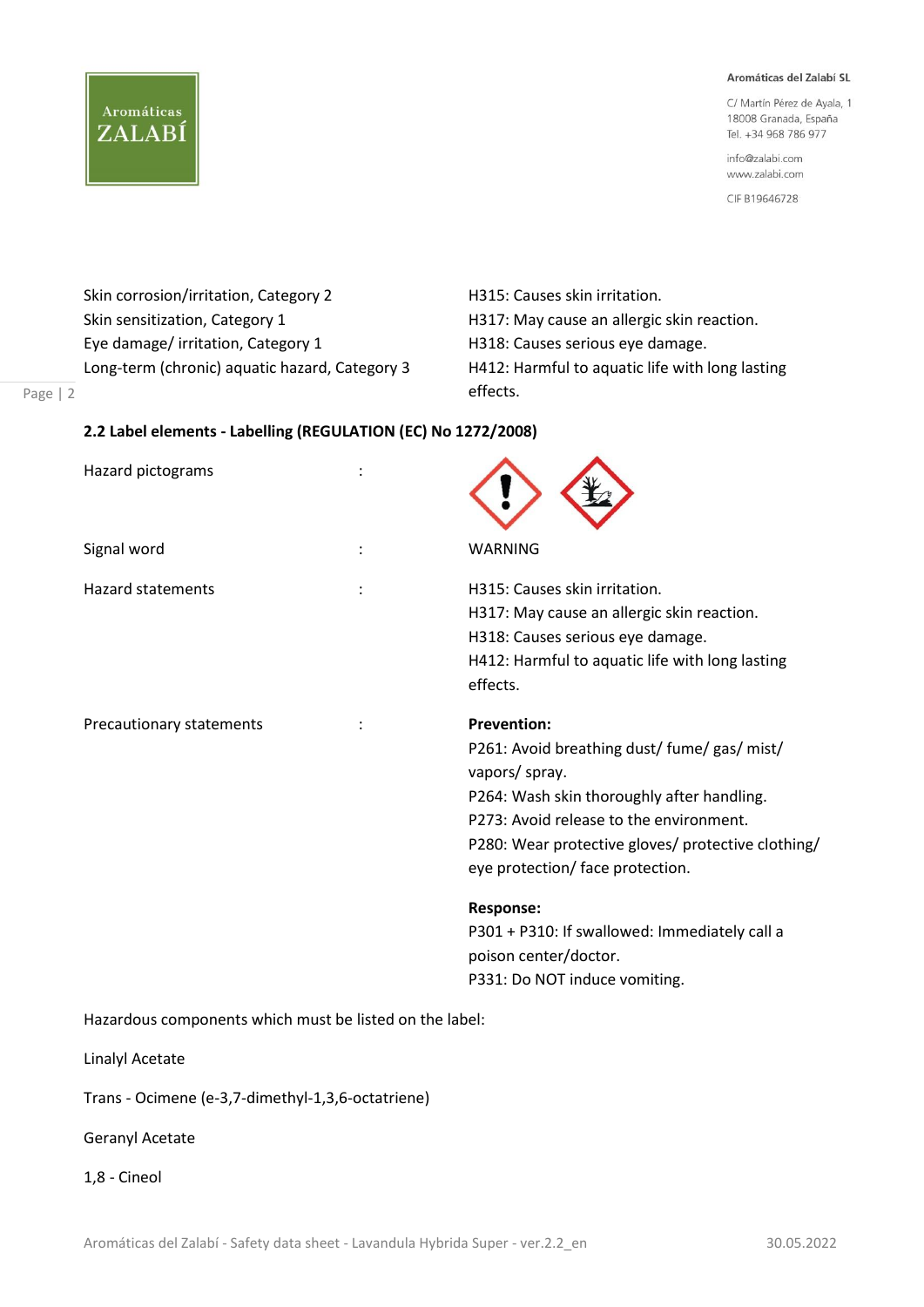| | |
|---|---|
| Skin corrosion/irritation, Category 2 | H315: Causes skin irritation. |
| Skin sensitization, Category 1 | H317: May cause an allergic skin reaction. |
| Eye damage/ irritation, Category 1 | H318: Causes serious eye damage. |
| Long-term (chronic) aquatic hazard, Category 3 | H412: Harmful to aquatic life with long lasting effects. |

### 2.2 Label elements - Labelling (REGULATION (EC) No 1272/2008)

Hazard pictograms :

Signal word : WARNING

Hazard statements :

H315: Causes skin irritation.
H317: May cause an allergic skin reaction.
H318: Causes serious eye damage.
H412: Harmful to aquatic life with long lasting effects.

Precautionary statements :

**Prevention:**
P261: Avoid breathing dust/ fume/ gas/ mist/ vapors/ spray.
P264: Wash skin thoroughly after handling.
P273: Avoid release to the environment.
P280: Wear protective gloves/ protective clothing/ eye protection/ face protection.

**Response:**
P301 + P310: If swallowed: Immediately call a poison center/doctor.
P331: Do NOT induce vomiting.

Hazardous components which must be listed on the label:

Linalyl Acetate

Trans - Ocimene (e-3,7-dimethyl-1,3,6-octatriene)

Geranyl Acetate

1,8 - Cineol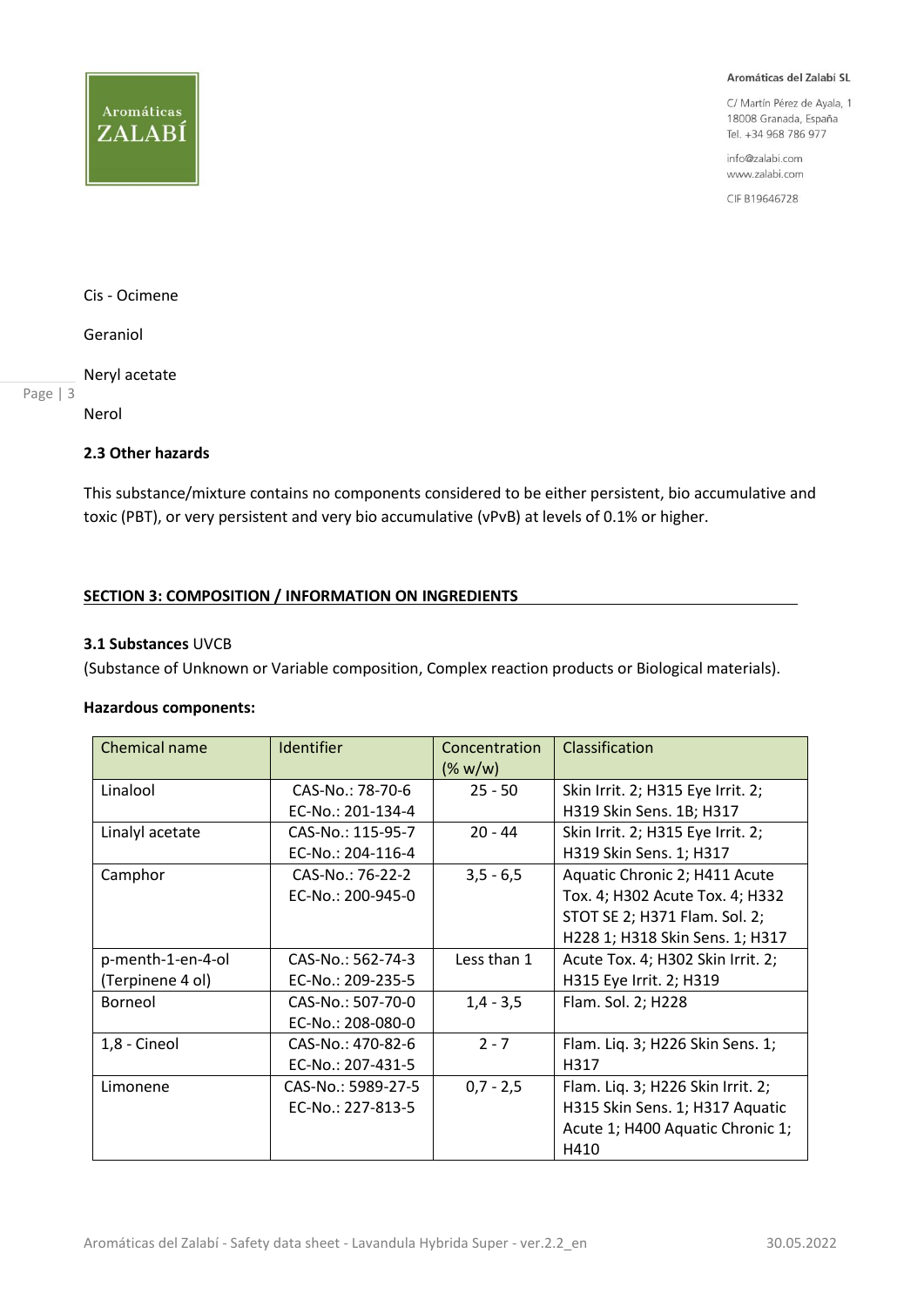Cis - Ocimene

Geraniol

Neryl acetate

Nerol

### 2.3 Other hazards

This substance/mixture contains no components considered to be either persistent, bio accumulative and toxic (PBT), or very persistent and very bio accumulative (vPvB) at levels of 0.1% or higher.

## SECTION 3: COMPOSITION / INFORMATION ON INGREDIENTS

**3.1 Substances** UVCB

(Substance of Unknown or Variable composition, Complex reaction products or Biological materials).

**Hazardous components:**

| Chemical name | Identifier | Concentration (% w/w) | Classification |
|---|---|---|---|
| Linalool | CAS-No.: 78-70-6<br>EC-No.: 201-134-4 | 25 - 50 | Skin Irrit. 2; H315 Eye Irrit. 2; H319 Skin Sens. 1B; H317 |
| Linalyl acetate | CAS-No.: 115-95-7<br>EC-No.: 204-116-4 | 20 - 44 | Skin Irrit. 2; H315 Eye Irrit. 2; H319 Skin Sens. 1; H317 |
| Camphor | CAS-No.: 76-22-2<br>EC-No.: 200-945-0 | 3,5 - 6,5 | Aquatic Chronic 2; H411 Acute Tox. 4; H302 Acute Tox. 4; H332 STOT SE 2; H371 Flam. Sol. 2; H228 1; H318 Skin Sens. 1; H317 |
| p-menth-1-en-4-ol (Terpinene 4 ol) | CAS-No.: 562-74-3<br>EC-No.: 209-235-5 | Less than 1 | Acute Tox. 4; H302 Skin Irrit. 2; H315 Eye Irrit. 2; H319 |
| Borneol | CAS-No.: 507-70-0<br>EC-No.: 208-080-0 | 1,4 - 3,5 | Flam. Sol. 2; H228 |
| 1,8 - Cineol | CAS-No.: 470-82-6<br>EC-No.: 207-431-5 | 2 - 7 | Flam. Liq. 3; H226 Skin Sens. 1; H317 |
| Limonene | CAS-No.: 5989-27-5<br>EC-No.: 227-813-5 | 0,7 - 2,5 | Flam. Liq. 3; H226 Skin Irrit. 2; H315 Skin Sens. 1; H317 Aquatic Acute 1; H400 Aquatic Chronic 1; H410 |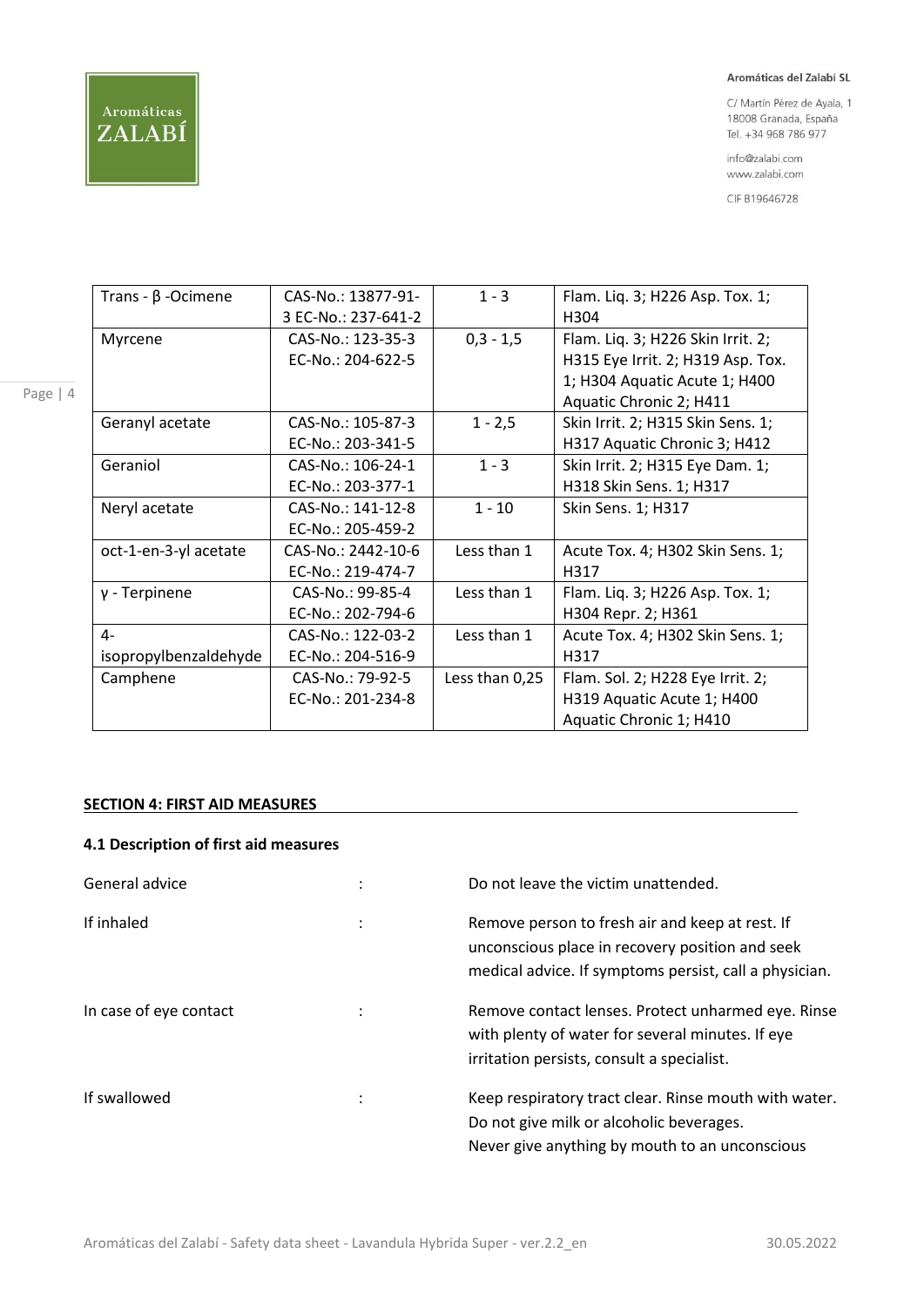| Trans - β -Ocimene | CAS-No.: 13877-91-3 EC-No.: 237-641-2 | 1 - 3 | Flam. Liq. 3; H226 Asp. Tox. 1; H304 |
|---|---|---|---|
| Myrcene | CAS-No.: 123-35-3 EC-No.: 204-622-5 | 0,3 - 1,5 | Flam. Liq. 3; H226 Skin Irrit. 2; H315 Eye Irrit. 2; H319 Asp. Tox. 1; H304 Aquatic Acute 1; H400 Aquatic Chronic 2; H411 |
| Geranyl acetate | CAS-No.: 105-87-3 EC-No.: 203-341-5 | 1 - 2,5 | Skin Irrit. 2; H315 Skin Sens. 1; H317 Aquatic Chronic 3; H412 |
| Geraniol | CAS-No.: 106-24-1 EC-No.: 203-377-1 | 1 - 3 | Skin Irrit. 2; H315 Eye Dam. 1; H318 Skin Sens. 1; H317 |
| Neryl acetate | CAS-No.: 141-12-8 EC-No.: 205-459-2 | 1 - 10 | Skin Sens. 1; H317 |
| oct-1-en-3-yl acetate | CAS-No.: 2442-10-6 EC-No.: 219-474-7 | Less than 1 | Acute Tox. 4; H302 Skin Sens. 1; H317 |
| γ - Terpinene | CAS-No.: 99-85-4 EC-No.: 202-794-6 | Less than 1 | Flam. Liq. 3; H226 Asp. Tox. 1; H304 Repr. 2; H361 |
| 4-isopropylbenzaldehyde | CAS-No.: 122-03-2 EC-No.: 204-516-9 | Less than 1 | Acute Tox. 4; H302 Skin Sens. 1; H317 |
| Camphene | CAS-No.: 79-92-5 EC-No.: 201-234-8 | Less than 0,25 | Flam. Sol. 2; H228 Eye Irrit. 2; H319 Aquatic Acute 1; H400 Aquatic Chronic 1; H410 |

## SECTION 4: FIRST AID MEASURES

### 4.1 Description of first aid measures

General advice : Do not leave the victim unattended.

If inhaled : Remove person to fresh air and keep at rest. If unconscious place in recovery position and seek medical advice. If symptoms persist, call a physician.

In case of eye contact : Remove contact lenses. Protect unharmed eye. Rinse with plenty of water for several minutes. If eye irritation persists, consult a specialist.

If swallowed : Keep respiratory tract clear. Rinse mouth with water. Do not give milk or alcoholic beverages. Never give anything by mouth to an unconscious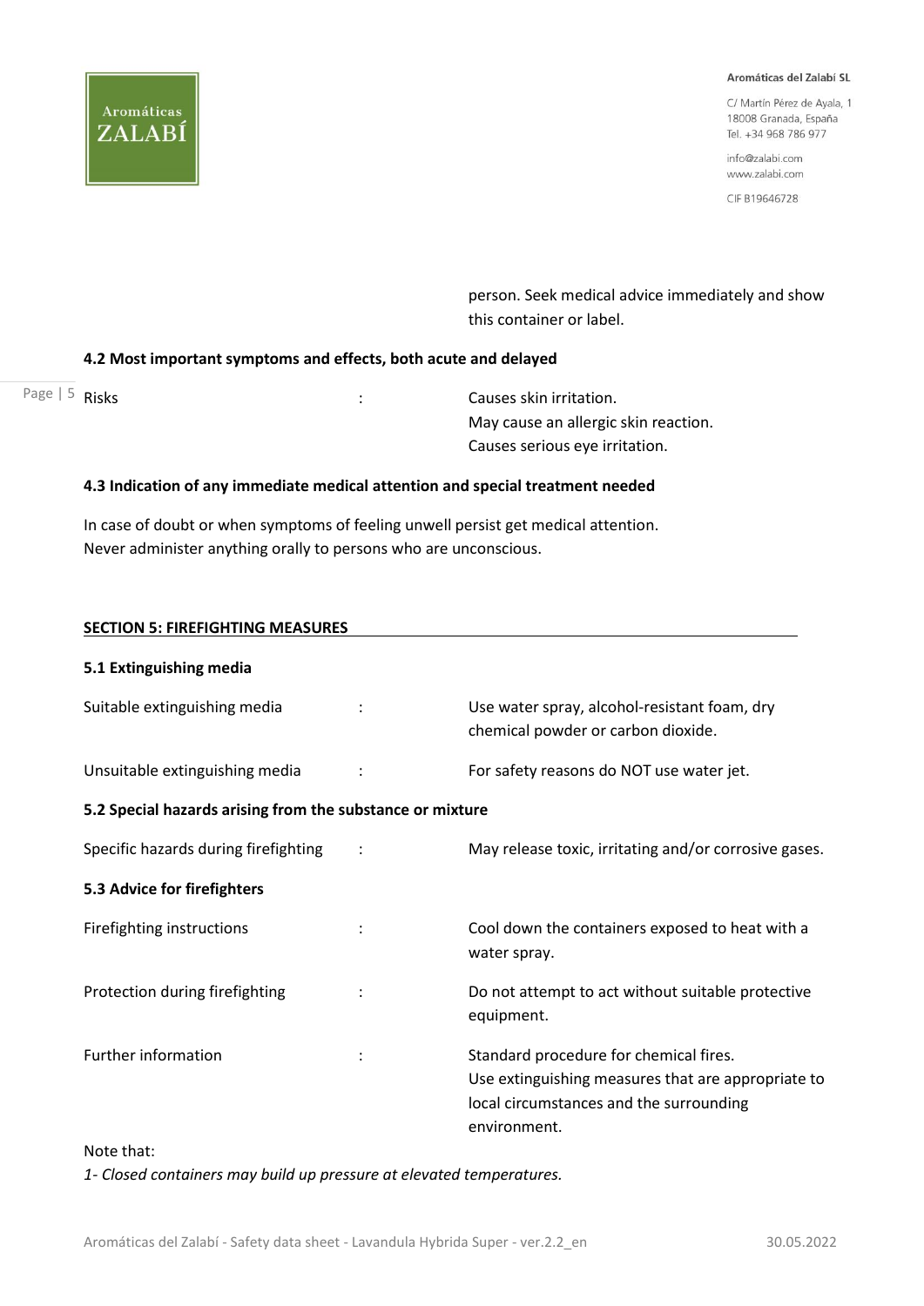person. Seek medical advice immediately and show this container or label.

### 4.2 Most important symptoms and effects, both acute and delayed

| | | |
|---|---|---|
| Risks | : | Causes skin irritation.<br>May cause an allergic skin reaction.<br>Causes serious eye irritation. |

### 4.3 Indication of any immediate medical attention and special treatment needed

In case of doubt or when symptoms of feeling unwell persist get medical attention.
Never administer anything orally to persons who are unconscious.

## SECTION 5: FIREFIGHTING MEASURES

### 5.1 Extinguishing media

| | | |
|---|---|---|
| Suitable extinguishing media | : | Use water spray, alcohol-resistant foam, dry chemical powder or carbon dioxide. |
| Unsuitable extinguishing media | : | For safety reasons do NOT use water jet. |

### 5.2 Special hazards arising from the substance or mixture

| | | |
|---|---|---|
| Specific hazards during firefighting | : | May release toxic, irritating and/or corrosive gases. |

### 5.3 Advice for firefighters

| | | |
|---|---|---|
| Firefighting instructions | : | Cool down the containers exposed to heat with a water spray. |
| Protection during firefighting | : | Do not attempt to act without suitable protective equipment. |
| Further information | : | Standard procedure for chemical fires.<br>Use extinguishing measures that are appropriate to local circumstances and the surrounding environment. |

Note that:

*1- Closed containers may build up pressure at elevated temperatures.*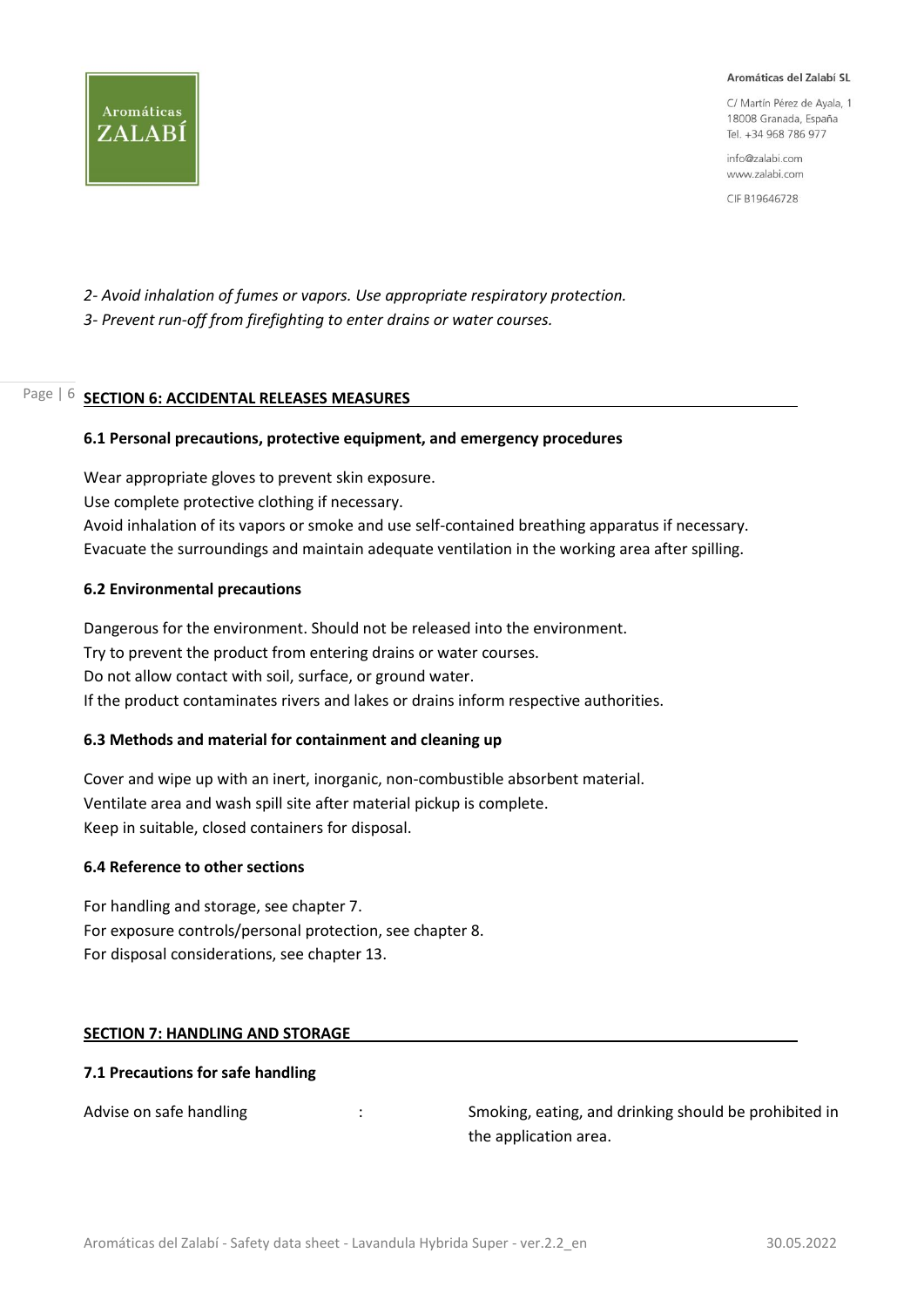*2- Avoid inhalation of fumes or vapors. Use appropriate respiratory protection.*

*3- Prevent run-off from firefighting to enter drains or water courses.*

## SECTION 6: ACCIDENTAL RELEASES MEASURES

### 6.1 Personal precautions, protective equipment, and emergency procedures

Wear appropriate gloves to prevent skin exposure.
Use complete protective clothing if necessary.
Avoid inhalation of its vapors or smoke and use self-contained breathing apparatus if necessary.
Evacuate the surroundings and maintain adequate ventilation in the working area after spilling.

### 6.2 Environmental precautions

Dangerous for the environment. Should not be released into the environment.
Try to prevent the product from entering drains or water courses.
Do not allow contact with soil, surface, or ground water.
If the product contaminates rivers and lakes or drains inform respective authorities.

### 6.3 Methods and material for containment and cleaning up

Cover and wipe up with an inert, inorganic, non-combustible absorbent material.
Ventilate area and wash spill site after material pickup is complete.
Keep in suitable, closed containers for disposal.

### 6.4 Reference to other sections

For handling and storage, see chapter 7.
For exposure controls/personal protection, see chapter 8.
For disposal considerations, see chapter 13.

## SECTION 7: HANDLING AND STORAGE

### 7.1 Precautions for safe handling

Advise on safe handling : Smoking, eating, and drinking should be prohibited in the application area.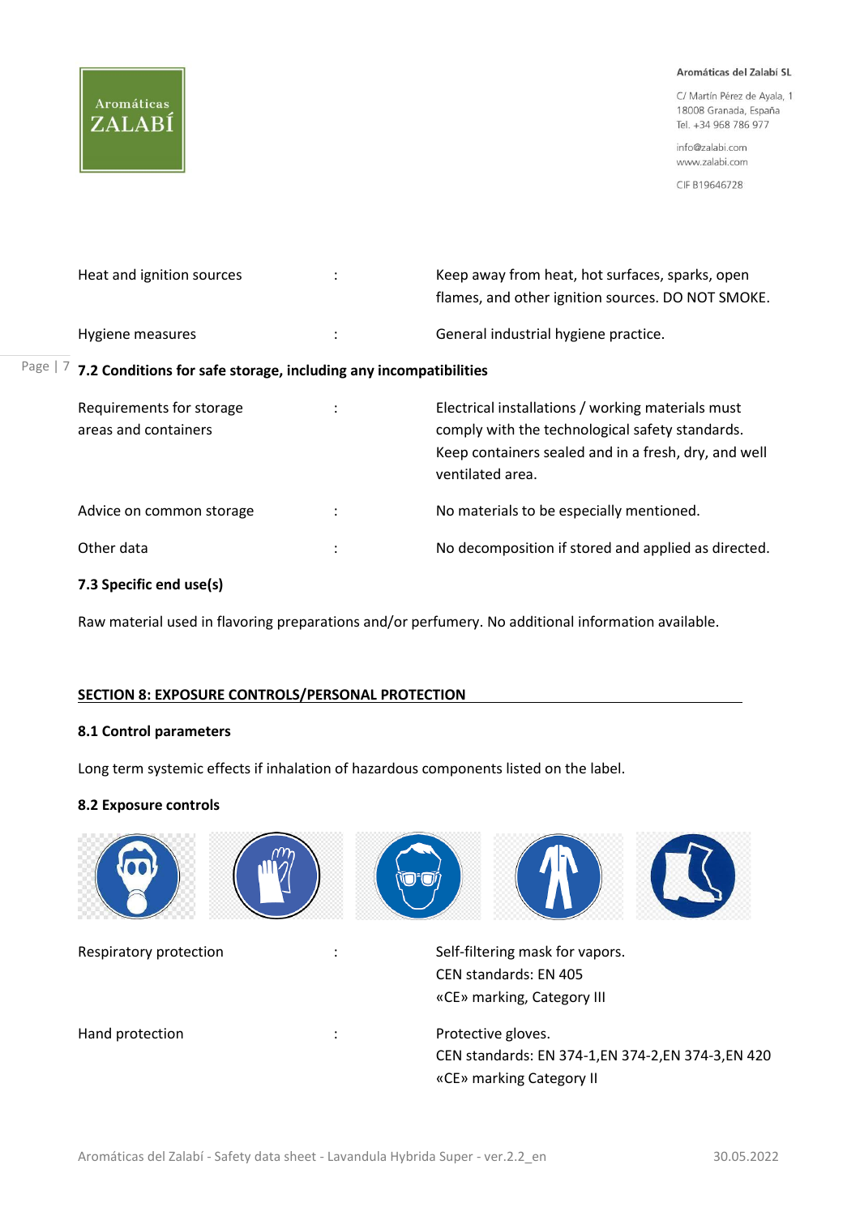| | | |
|---|---|---|
| Heat and ignition sources | : | Keep away from heat, hot surfaces, sparks, open flames, and other ignition sources. DO NOT SMOKE. |
| Hygiene measures | : | General industrial hygiene practice. |

**7.2 Conditions for safe storage, including any incompatibilities**

| | | |
|---|---|---|
| Requirements for storage areas and containers | : | Electrical installations / working materials must comply with the technological safety standards. Keep containers sealed and in a fresh, dry, and well ventilated area. |
| Advice on common storage | : | No materials to be especially mentioned. |
| Other data | : | No decomposition if stored and applied as directed. |

**7.3 Specific end use(s)**

Raw material used in flavoring preparations and/or perfumery. No additional information available.

## SECTION 8: EXPOSURE CONTROLS/PERSONAL PROTECTION

**8.1 Control parameters**

Long term systemic effects if inhalation of hazardous components listed on the label.

**8.2 Exposure controls**

| | | |
|---|---|---|
| Respiratory protection | : | Self-filtering mask for vapors.<br>CEN standards: EN 405<br>«CE» marking, Category III |
| Hand protection | : | Protective gloves.<br>CEN standards: EN 374-1,EN 374-2,EN 374-3,EN 420<br>«CE» marking Category II |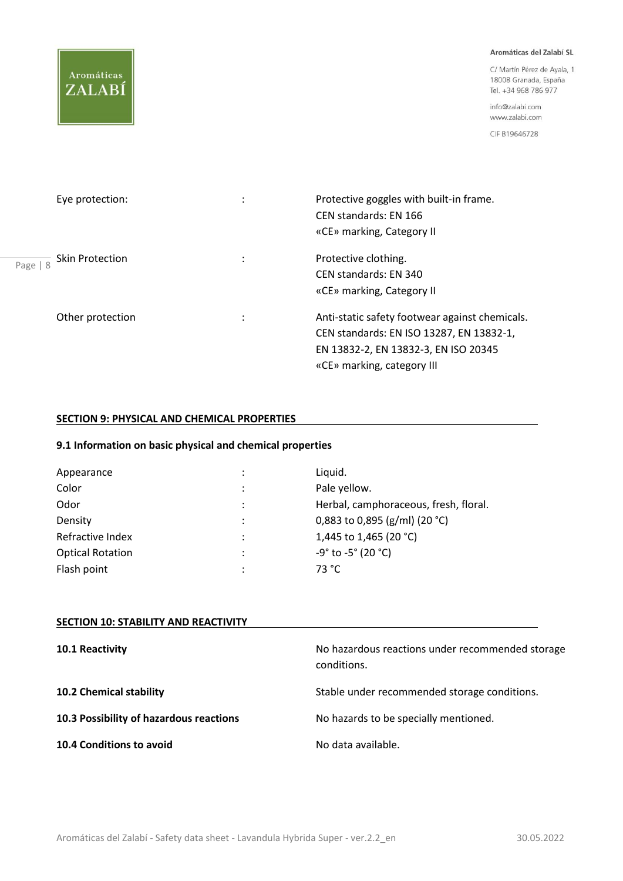| | | |
|---|---|---|
| Eye protection: | : | Protective goggles with built-in frame.<br>CEN standards: EN 166<br>«CE» marking, Category II |
| Skin Protection | : | Protective clothing.<br>CEN standards: EN 340<br>«CE» marking, Category II |
| Other protection | : | Anti-static safety footwear against chemicals.<br>CEN standards: EN ISO 13287, EN 13832-1, EN 13832-2, EN 13832-3, EN ISO 20345<br>«CE» marking, category III |

## SECTION 9: PHYSICAL AND CHEMICAL PROPERTIES

### 9.1 Information on basic physical and chemical properties

| | | |
|---|---|---|
| Appearance | : | Liquid. |
| Color | : | Pale yellow. |
| Odor | : | Herbal, camphoraceous, fresh, floral. |
| Density | : | 0,883 to 0,895 (g/ml) (20 °C) |
| Refractive Index | : | 1,445 to 1,465 (20 °C) |
| Optical Rotation | : | -9° to -5° (20 °C) |
| Flash point | : | 73 °C |

## SECTION 10: STABILITY AND REACTIVITY

| | |
|---|---|
| **10.1 Reactivity** | No hazardous reactions under recommended storage conditions. |
| **10.2 Chemical stability** | Stable under recommended storage conditions. |
| **10.3 Possibility of hazardous reactions** | No hazards to be specially mentioned. |
| **10.4 Conditions to avoid** | No data available. |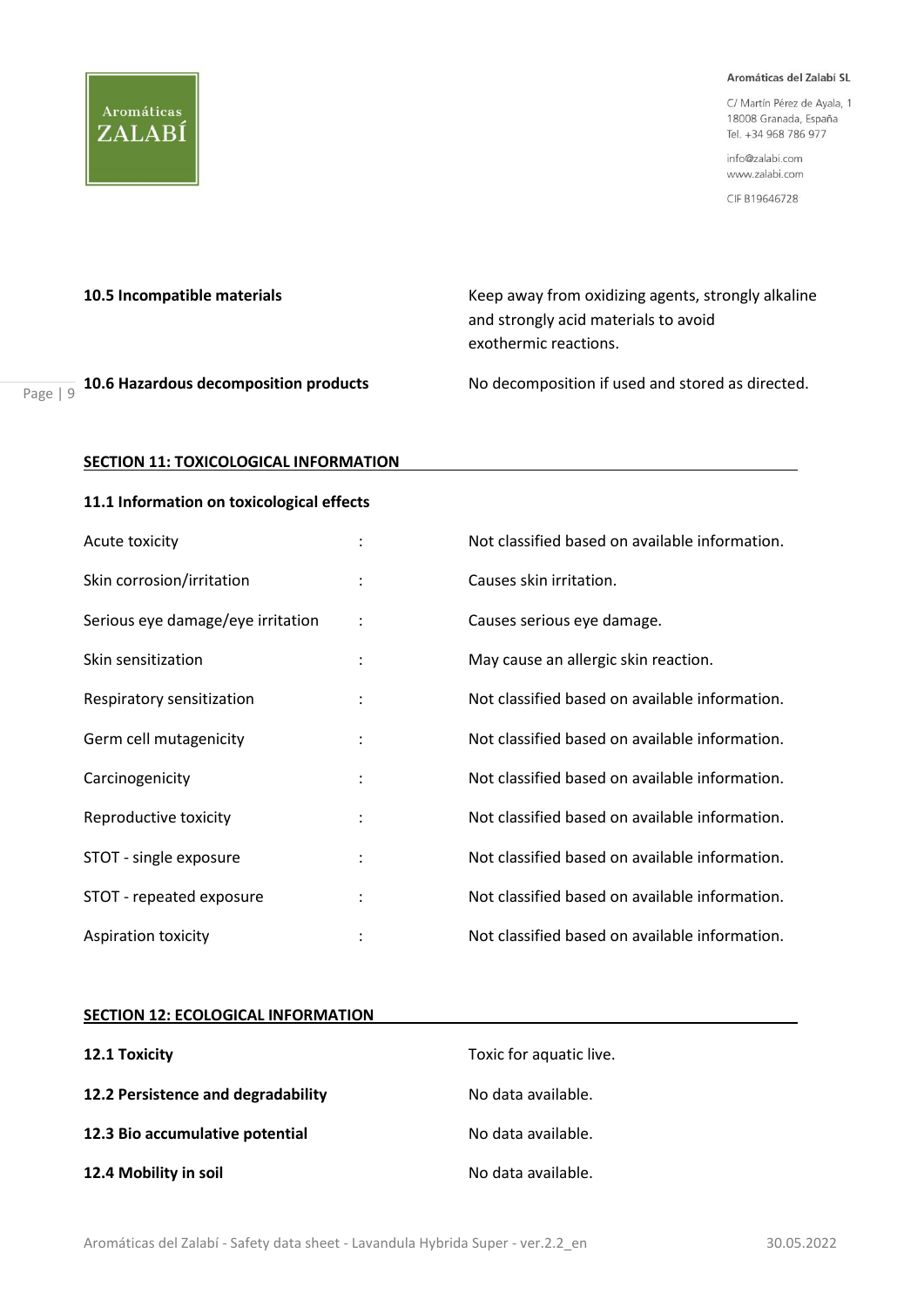**10.5 Incompatible materials** Keep away from oxidizing agents, strongly alkaline and strongly acid materials to avoid exothermic reactions.

**10.6 Hazardous decomposition products** No decomposition if used and stored as directed.

## SECTION 11: TOXICOLOGICAL INFORMATION

### 11.1 Information on toxicological effects

| | | |
|---|---|---|
| Acute toxicity | : | Not classified based on available information. |
| Skin corrosion/irritation | : | Causes skin irritation. |
| Serious eye damage/eye irritation | : | Causes serious eye damage. |
| Skin sensitization | : | May cause an allergic skin reaction. |
| Respiratory sensitization | : | Not classified based on available information. |
| Germ cell mutagenicity | : | Not classified based on available information. |
| Carcinogenicity | : | Not classified based on available information. |
| Reproductive toxicity | : | Not classified based on available information. |
| STOT - single exposure | : | Not classified based on available information. |
| STOT - repeated exposure | : | Not classified based on available information. |
| Aspiration toxicity | : | Not classified based on available information. |

## SECTION 12: ECOLOGICAL INFORMATION

| | |
|---|---|
| **12.1 Toxicity** | Toxic for aquatic live. |
| **12.2 Persistence and degradability** | No data available. |
| **12.3 Bio accumulative potential** | No data available. |
| **12.4 Mobility in soil** | No data available. |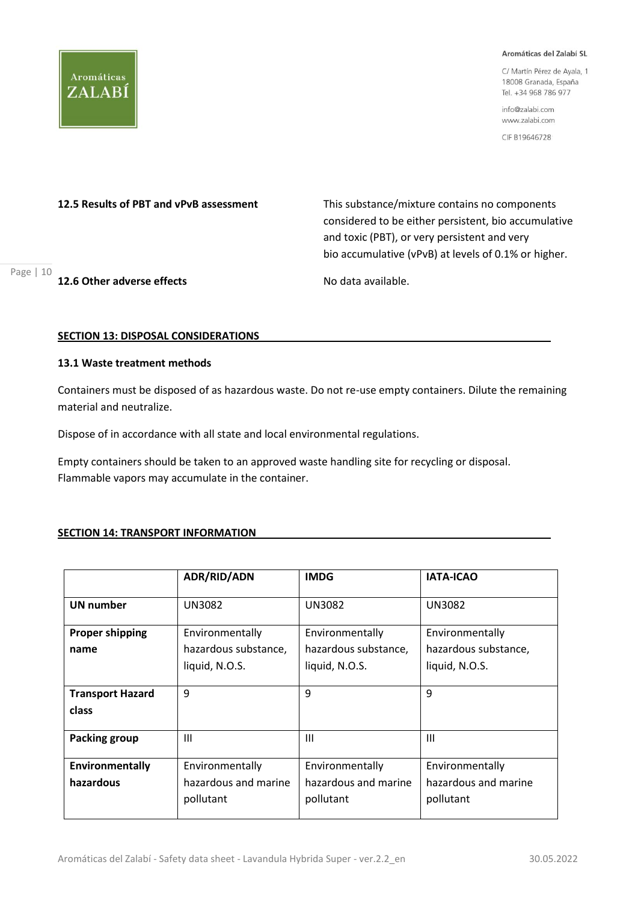**12.5 Results of PBT and vPvB assessment**

This substance/mixture contains no components considered to be either persistent, bio accumulative and toxic (PBT), or very persistent and very bio accumulative (vPvB) at levels of 0.1% or higher.

**12.6 Other adverse effects**

No data available.

## SECTION 13: DISPOSAL CONSIDERATIONS

### 13.1 Waste treatment methods

Containers must be disposed of as hazardous waste. Do not re-use empty containers. Dilute the remaining material and neutralize.

Dispose of in accordance with all state and local environmental regulations.

Empty containers should be taken to an approved waste handling site for recycling or disposal. Flammable vapors may accumulate in the container.

## SECTION 14: TRANSPORT INFORMATION

| | ADR/RID/ADN | IMDG | IATA-ICAO |
|---|---|---|---|
| **UN number** | UN3082 | UN3082 | UN3082 |
| **Proper shipping name** | Environmentally hazardous substance, liquid, N.O.S. | Environmentally hazardous substance, liquid, N.O.S. | Environmentally hazardous substance, liquid, N.O.S. |
| **Transport Hazard class** | 9 | 9 | 9 |
| **Packing group** | III | III | III |
| **Environmentally hazardous** | Environmentally hazardous and marine pollutant | Environmentally hazardous and marine pollutant | Environmentally hazardous and marine pollutant |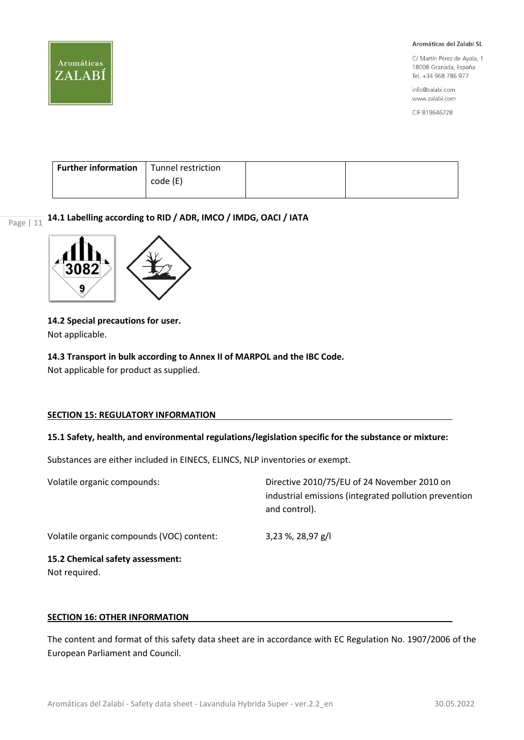| Further information | Tunnel restriction code (E) | | |
| --- | --- | --- | --- |

**14.1 Labelling according to RID / ADR, IMCO / IMDG, OACI / IATA**

**14.2 Special precautions for user.**

Not applicable.

**14.3 Transport in bulk according to Annex II of MARPOL and the IBC Code.**

Not applicable for product as supplied.

## SECTION 15: REGULATORY INFORMATION

**15.1 Safety, health, and environmental regulations/legislation specific for the substance or mixture:**

Substances are either included in EINECS, ELINCS, NLP inventories or exempt.

Volatile organic compounds: Directive 2010/75/EU of 24 November 2010 on industrial emissions (integrated pollution prevention and control).

Volatile organic compounds (VOC) content: 3,23 %, 28,97 g/l

**15.2 Chemical safety assessment:**

Not required.

## SECTION 16: OTHER INFORMATION

The content and format of this safety data sheet are in accordance with EC Regulation No. 1907/2006 of the European Parliament and Council.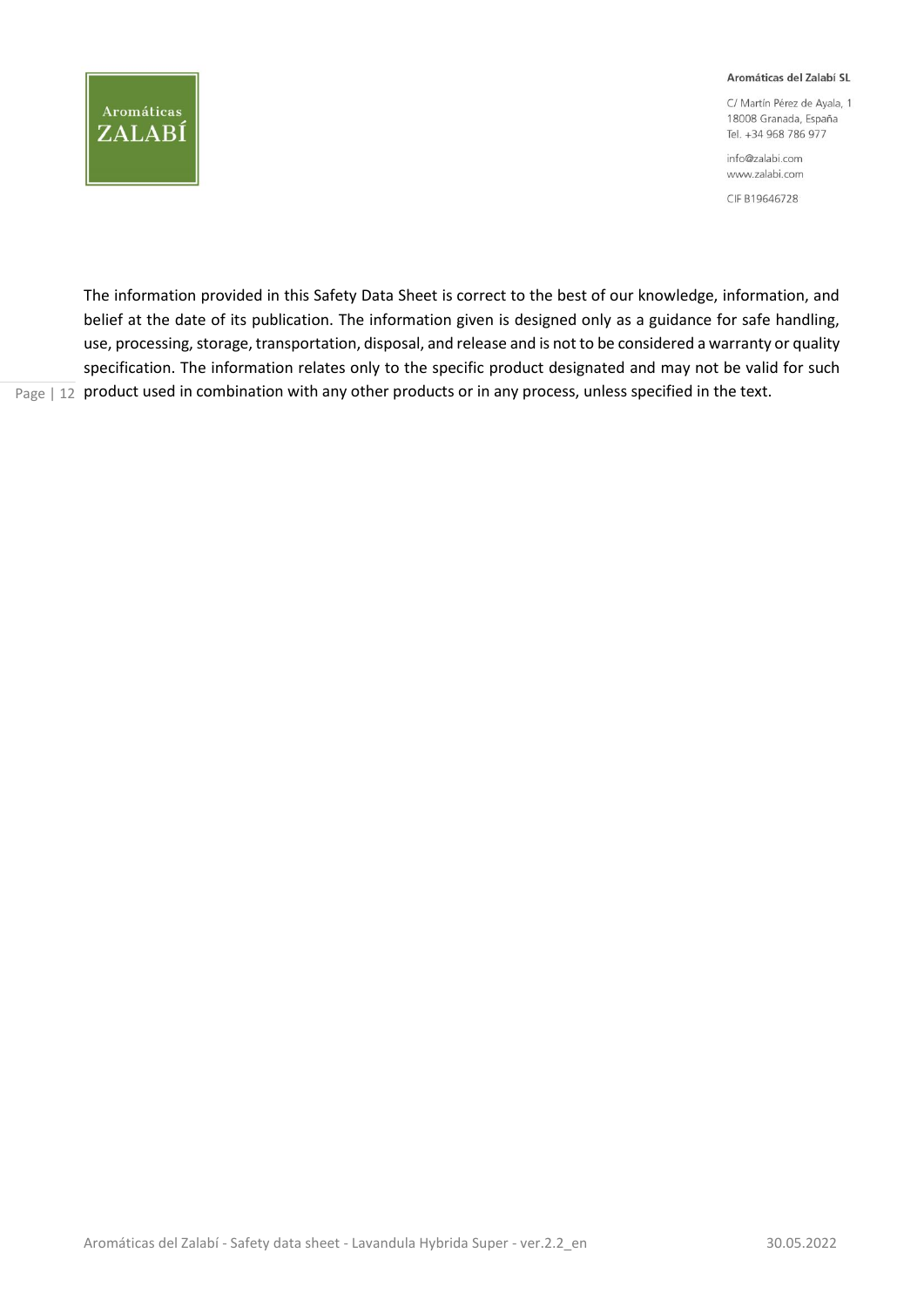The information provided in this Safety Data Sheet is correct to the best of our knowledge, information, and belief at the date of its publication. The information given is designed only as a guidance for safe handling, use, processing, storage, transportation, disposal, and release and is not to be considered a warranty or quality specification. The information relates only to the specific product designated and may not be valid for such product used in combination with any other products or in any process, unless specified in the text.